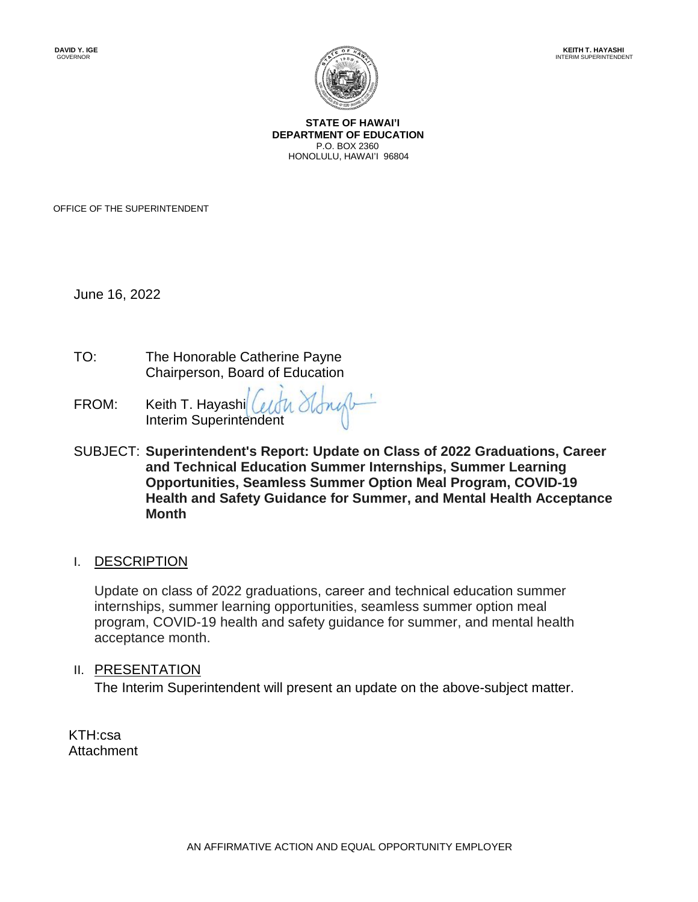**DAVID Y. IGE**
GOVERNOR

**KEITH T. HAYASHI**
INTERIM SUPERINTENDENT

**STATE OF HAWAI'I**
**DEPARTMENT OF EDUCATION**
P.O. BOX 2360
HONOLULU, HAWAI'I 96804

OFFICE OF THE SUPERINTENDENT

June 16, 2022

TO: The Honorable Catherine Payne
Chairperson, Board of Education

FROM: Keith T. Hayashi
Interim Superintendent

SUBJECT: **Superintendent's Report: Update on Class of 2022 Graduations, Career and Technical Education Summer Internships, Summer Learning Opportunities, Seamless Summer Option Meal Program, COVID-19 Health and Safety Guidance for Summer, and Mental Health Acceptance Month**

## I. DESCRIPTION

Update on class of 2022 graduations, career and technical education summer internships, summer learning opportunities, seamless summer option meal program, COVID-19 health and safety guidance for summer, and mental health acceptance month.

## II. PRESENTATION

The Interim Superintendent will present an update on the above-subject matter.

KTH:csa
Attachment

AN AFFIRMATIVE ACTION AND EQUAL OPPORTUNITY EMPLOYER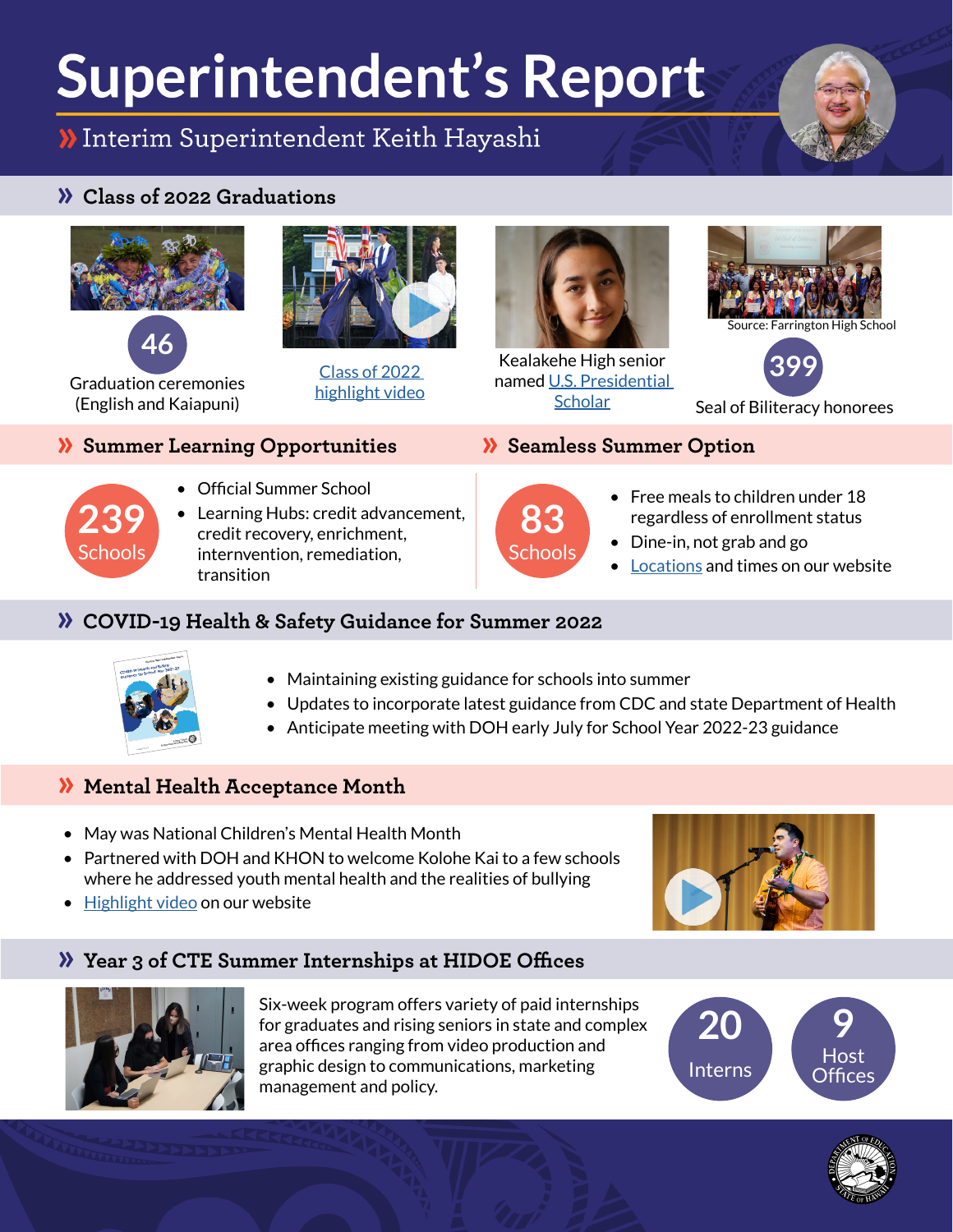# Superintendent's Report

» Interim Superintendent Keith Hayashi

## » Class of 2022 Graduations

**46**

Graduation ceremonies (English and Kaiapuni)

Class of 2022 highlight video

Kealakehe High senior named U.S. Presidential Scholar

Source: Farrington High School

**399**

Seal of Biliteracy honorees

## » Summer Learning Opportunities

**239** Schools

- Official Summer School
- Learning Hubs: credit advancement, credit recovery, enrichment, internvention, remediation, transition

## » Seamless Summer Option

**83** Schools

- Free meals to children under 18 regardless of enrollment status
- Dine-in, not grab and go
- Locations and times on our website

## » COVID-19 Health & Safety Guidance for Summer 2022

- Maintaining existing guidance for schools into summer
- Updates to incorporate latest guidance from CDC and state Department of Health
- Anticipate meeting with DOH early July for School Year 2022-23 guidance

## » Mental Health Acceptance Month

- May was National Children's Mental Health Month
- Partnered with DOH and KHON to welcome Kolohe Kai to a few schools where he addressed youth mental health and the realities of bullying
- Highlight video on our website

## » Year 3 of CTE Summer Internships at HIDOE Offices

Six-week program offers variety of paid internships for graduates and rising seniors in state and complex area offices ranging from video production and graphic design to communications, marketing management and policy.

**20** Interns

**9** Host Offices